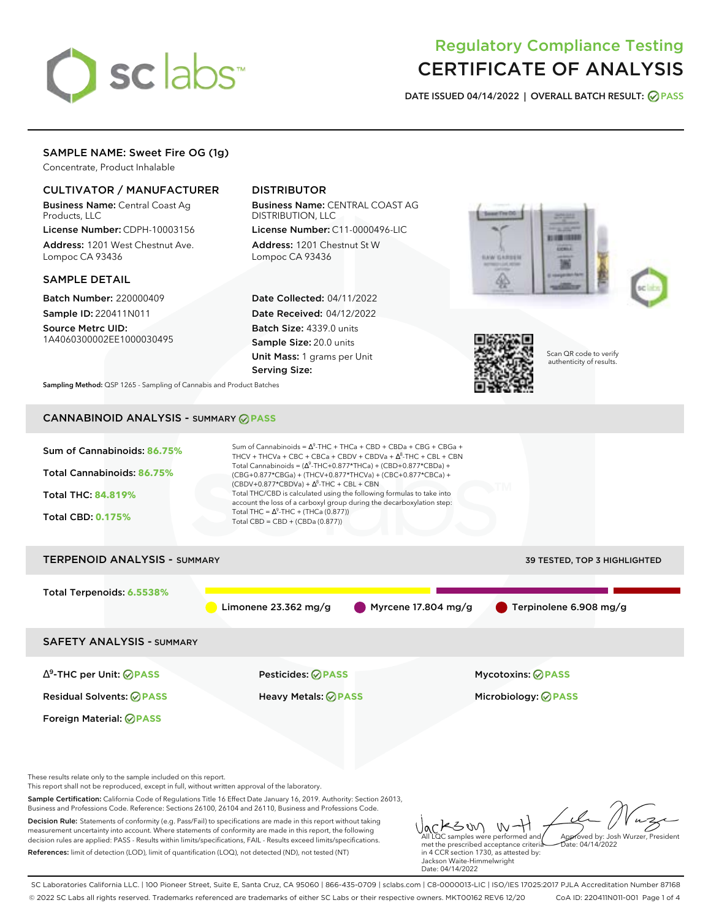# Regulatory Compliance Testing
# CERTIFICATE OF ANALYSIS

**DATE ISSUED 04/14/2022 | OVERALL BATCH RESULT: PASS**

## SAMPLE NAME: Sweet Fire OG (1g)

Concentrate, Product Inhalable

### CULTIVATOR / MANUFACTURER

**Business Name:** Central Coast Ag Products, LLC
**License Number:** CDPH-10003156
**Address:** 1201 West Chestnut Ave. Lompoc CA 93436

### DISTRIBUTOR

**Business Name:** CENTRAL COAST AG DISTRIBUTION, LLC
**License Number:** C11-0000496-LIC
**Address:** 1201 Chestnut St W Lompoc CA 93436

### SAMPLE DETAIL

**Batch Number:** 220000409
**Sample ID:** 220411N011
**Source Metrc UID:** 1A4060300002EE1000030495

**Date Collected:** 04/11/2022
**Date Received:** 04/12/2022
**Batch Size:** 4339.0 units
**Sample Size:** 20.0 units
**Unit Mass:** 1 grams per Unit
**Serving Size:**

Scan QR code to verify authenticity of results.

**Sampling Method:** QSP 1265 - Sampling of Cannabis and Product Batches

## CANNABINOID ANALYSIS - SUMMARY PASS

**Sum of Cannabinoids:** 86.75%
**Total Cannabinoids:** 86.75%
**Total THC:** 84.819%
**Total CBD:** 0.175%

Sum of Cannabinoids = $\Delta^9$-THC + THCa + CBD + CBDa + CBG + CBGa + THCV + THCVa + CBC + CBCa + CBDV + CBDVa + $\Delta^8$-THC + CBL + CBN
Total Cannabinoids = ($\Delta^9$-THC+0.877*THCa) + (CBD+0.877*CBDa) + (CBG+0.877*CBGa) + (THCV+0.877*THCVa) + (CBC+0.877*CBCa) + (CBDV+0.877*CBDVa) + $\Delta^8$-THC + CBL + CBN
Total THC/CBD is calculated using the following formulas to take into account the loss of a carboxyl group during the decarboxylation step:
Total THC = $\Delta^9$-THC + (THCa (0.877))
Total CBD = CBD + (CBDa (0.877))

## TERPENOID ANALYSIS - SUMMARY

39 TESTED, TOP 3 HIGHLIGHTED

**Total Terpenoids:** 6.5538%

Limonene 23.362 mg/g | Myrcene 17.804 mg/g | Terpinolene 6.908 mg/g

## SAFETY ANALYSIS - SUMMARY

| | | |
|---|---|---|
| $\Delta^9$-THC per Unit: PASS | Pesticides: PASS | Mycotoxins: PASS |
| Residual Solvents: PASS | Heavy Metals: PASS | Microbiology: PASS |
| Foreign Material: PASS | | |

These results relate only to the sample included on this report.
This report shall not be reproduced, except in full, without written approval of the laboratory.

**Sample Certification:** California Code of Regulations Title 16 Effect Date January 16, 2019. Authority: Section 26013, Business and Professions Code. Reference: Sections 26100, 26104 and 26110, Business and Professions Code.

**Decision Rule:** Statements of conformity (e.g. Pass/Fail) to specifications are made in this report without taking measurement uncertainty into account. Where statements of conformity are made in this report, the following decision rules are applied: PASS - Results within limits/specifications, FAIL - Results exceed limits/specifications.

**References:** limit of detection (LOD), limit of quantification (LOQ), not detected (ND), not tested (NT)

All LQC samples were performed and met the prescribed acceptance criteria in 4 CCR section 1730, as attested by: Jackson Waite-Himmelwright
Date: 04/14/2022

Approved by: Josh Wurzer, President
Date: 04/14/2022

SC Laboratories California LLC. | 100 Pioneer Street, Suite E, Santa Cruz, CA 95060 | 866-435-0709 | sclabs.com | C8-0000013-LIC | ISO/IES 17025:2017 PJLA Accreditation Number 87168
© 2022 SC Labs all rights reserved. Trademarks referenced are trademarks of either SC Labs or their respective owners. MKT00162 REV6 12/20 CoA ID: 220411N011-001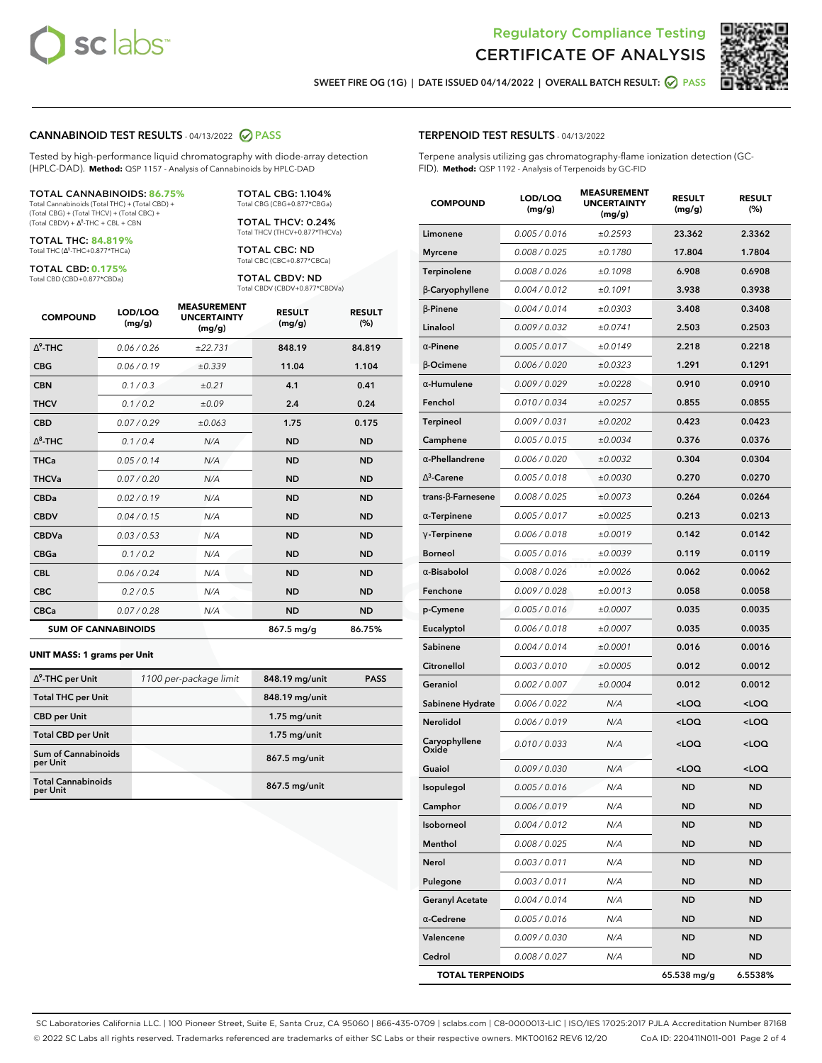# Regulatory Compliance Testing
# CERTIFICATE OF ANALYSIS

SWEET FIRE OG (1G) | DATE ISSUED 04/14/2022 | OVERALL BATCH RESULT: PASS

## CANNABINOID TEST RESULTS - 04/13/2022 PASS

Tested by high-performance liquid chromatography with diode-array detection (HPLC-DAD). **Method:** QSP 1157 - Analysis of Cannabinoids by HPLC-DAD

**TOTAL CANNABINOIDS: 86.75%**
Total Cannabinoids (Total THC) + (Total CBD) + (Total CBG) + (Total THCV) + (Total CBC) + (Total CBDV) + Δ8-THC + CBL + CBN

**TOTAL THC: 84.819%**
Total THC (Δ9-THC+0.877*THCa)

**TOTAL CBD: 0.175%**
Total CBD (CBD+0.877*CBDa)

**TOTAL CBG: 1.104%**
Total CBG (CBG+0.877*CBGa)

**TOTAL THCV: 0.24%**
Total THCV (THCV+0.877*THCVa)

**TOTAL CBC: ND**
Total CBC (CBC+0.877*CBCa)

**TOTAL CBDV: ND**
Total CBDV (CBDV+0.877*CBDVa)

| COMPOUND | LOD/LOQ (mg/g) | MEASUREMENT UNCERTAINTY (mg/g) | RESULT (mg/g) | RESULT (%) |
|---|---|---|---|---|
| Δ9-THC | 0.06 / 0.26 | ±22.731 | 848.19 | 84.819 |
| CBG | 0.06 / 0.19 | ±0.339 | 11.04 | 1.104 |
| CBN | 0.1 / 0.3 | ±0.21 | 4.1 | 0.41 |
| THCV | 0.1 / 0.2 | ±0.09 | 2.4 | 0.24 |
| CBD | 0.07 / 0.29 | ±0.063 | 1.75 | 0.175 |
| Δ8-THC | 0.1 / 0.4 | N/A | ND | ND |
| THCa | 0.05 / 0.14 | N/A | ND | ND |
| THCVa | 0.07 / 0.20 | N/A | ND | ND |
| CBDa | 0.02 / 0.19 | N/A | ND | ND |
| CBDV | 0.04 / 0.15 | N/A | ND | ND |
| CBDVa | 0.03 / 0.53 | N/A | ND | ND |
| CBGa | 0.1 / 0.2 | N/A | ND | ND |
| CBL | 0.06 / 0.24 | N/A | ND | ND |
| CBC | 0.2 / 0.5 | N/A | ND | ND |
| CBCa | 0.07 / 0.28 | N/A | ND | ND |
| **SUM OF CANNABINOIDS** | | | 867.5 mg/g | 86.75% |

**UNIT MASS: 1 grams per Unit**

| | | | |
|---|---|---|---|
| Δ9-THC per Unit | 1100 per-package limit | 848.19 mg/unit | PASS |
| Total THC per Unit | | 848.19 mg/unit | |
| CBD per Unit | | 1.75 mg/unit | |
| Total CBD per Unit | | 1.75 mg/unit | |
| Sum of Cannabinoids per Unit | | 867.5 mg/unit | |
| Total Cannabinoids per Unit | | 867.5 mg/unit | |

## TERPENOID TEST RESULTS - 04/13/2022

Terpene analysis utilizing gas chromatography-flame ionization detection (GC-FID). **Method:** QSP 1192 - Analysis of Terpenoids by GC-FID

| COMPOUND | LOD/LOQ (mg/g) | MEASUREMENT UNCERTAINTY (mg/g) | RESULT (mg/g) | RESULT (%) |
|---|---|---|---|---|
| Limonene | 0.005 / 0.016 | ±0.2593 | 23.362 | 2.3362 |
| Myrcene | 0.008 / 0.025 | ±0.1780 | 17.804 | 1.7804 |
| Terpinolene | 0.008 / 0.026 | ±0.1098 | 6.908 | 0.6908 |
| β-Caryophyllene | 0.004 / 0.012 | ±0.1091 | 3.938 | 0.3938 |
| β-Pinene | 0.004 / 0.014 | ±0.0303 | 3.408 | 0.3408 |
| Linalool | 0.009 / 0.032 | ±0.0741 | 2.503 | 0.2503 |
| α-Pinene | 0.005 / 0.017 | ±0.0149 | 2.218 | 0.2218 |
| β-Ocimene | 0.006 / 0.020 | ±0.0323 | 1.291 | 0.1291 |
| α-Humulene | 0.009 / 0.029 | ±0.0228 | 0.910 | 0.0910 |
| Fenchol | 0.010 / 0.034 | ±0.0257 | 0.855 | 0.0855 |
| Terpineol | 0.009 / 0.031 | ±0.0202 | 0.423 | 0.0423 |
| Camphene | 0.005 / 0.015 | ±0.0034 | 0.376 | 0.0376 |
| α-Phellandrene | 0.006 / 0.020 | ±0.0032 | 0.304 | 0.0304 |
| Δ3-Carene | 0.005 / 0.018 | ±0.0030 | 0.270 | 0.0270 |
| trans-β-Farnesene | 0.008 / 0.025 | ±0.0073 | 0.264 | 0.0264 |
| α-Terpinene | 0.005 / 0.017 | ±0.0025 | 0.213 | 0.0213 |
| γ-Terpinene | 0.006 / 0.018 | ±0.0019 | 0.142 | 0.0142 |
| Borneol | 0.005 / 0.016 | ±0.0039 | 0.119 | 0.0119 |
| α-Bisabolol | 0.008 / 0.026 | ±0.0026 | 0.062 | 0.0062 |
| Fenchone | 0.009 / 0.028 | ±0.0013 | 0.058 | 0.0058 |
| p-Cymene | 0.005 / 0.016 | ±0.0007 | 0.035 | 0.0035 |
| Eucalyptol | 0.006 / 0.018 | ±0.0007 | 0.035 | 0.0035 |
| Sabinene | 0.004 / 0.014 | ±0.0001 | 0.016 | 0.0016 |
| Citronellol | 0.003 / 0.010 | ±0.0005 | 0.012 | 0.0012 |
| Geraniol | 0.002 / 0.007 | ±0.0004 | 0.012 | 0.0012 |
| Sabinene Hydrate | 0.006 / 0.022 | N/A | <LOQ | <LOQ |
| Nerolidol | 0.006 / 0.019 | N/A | <LOQ | <LOQ |
| Caryophyllene Oxide | 0.010 / 0.033 | N/A | <LOQ | <LOQ |
| Guaiol | 0.009 / 0.030 | N/A | <LOQ | <LOQ |
| Isopulegol | 0.005 / 0.016 | N/A | ND | ND |
| Camphor | 0.006 / 0.019 | N/A | ND | ND |
| Isoborneol | 0.004 / 0.012 | N/A | ND | ND |
| Menthol | 0.008 / 0.025 | N/A | ND | ND |
| Nerol | 0.003 / 0.011 | N/A | ND | ND |
| Pulegone | 0.003 / 0.011 | N/A | ND | ND |
| Geranyl Acetate | 0.004 / 0.014 | N/A | ND | ND |
| α-Cedrene | 0.005 / 0.016 | N/A | ND | ND |
| Valencene | 0.009 / 0.030 | N/A | ND | ND |
| Cedrol | 0.008 / 0.027 | N/A | ND | ND |
| **TOTAL TERPENOIDS** | | | 65.538 mg/g | 6.5538% |

SC Laboratories California LLC. | 100 Pioneer Street, Suite E, Santa Cruz, CA 95060 | 866-435-0709 | sclabs.com | C8-0000013-LIC | ISO/IES 17025:2017 PJLA Accreditation Number 87168
© 2022 SC Labs all rights reserved. Trademarks referenced are trademarks of either SC Labs or their respective owners. MKT00162 REV6 12/20 CoA ID: 220411N011-001